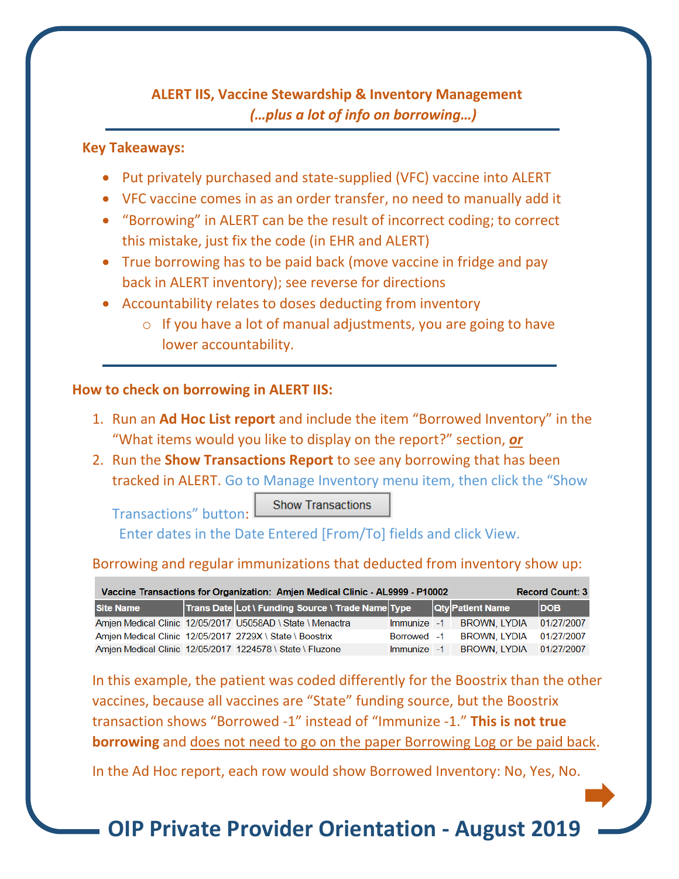## ALERT IIS, Vaccine Stewardship & Inventory Management

*(…plus a lot of info on borrowing…)*

---

**Key Takeaways:**

- Put privately purchased and state-supplied (VFC) vaccine into ALERT
- VFC vaccine comes in as an order transfer, no need to manually add it
- "Borrowing" in ALERT can be the result of incorrect coding; to correct this mistake, just fix the code (in EHR and ALERT)
- True borrowing has to be paid back (move vaccine in fridge and pay back in ALERT inventory); see reverse for directions
- Accountability relates to doses deducting from inventory
  - If you have a lot of manual adjustments, you are going to have lower accountability.

---

**How to check on borrowing in ALERT IIS:**

1. Run an **Ad Hoc List report** and include the item "Borrowed Inventory" in the "What items would you like to display on the report?" section, ***or***
2. Run the **Show Transactions Report** to see any borrowing that has been tracked in ALERT. Go to Manage Inventory menu item, then click the "Show Transactions" button: [Show Transactions]
   Enter dates in the Date Entered [From/To] fields and click View.

Borrowing and regular immunizations that deducted from inventory show up:

**Vaccine Transactions for Organization: Amjen Medical Clinic - AL9999 - P10002** — **Record Count: 3**

| Site Name | Trans Date | Lot \ Funding Source \ Trade Name | Type | Qty | Patient Name | DOB |
|---|---|---|---|---|---|---|
| Amjen Medical Clinic | 12/05/2017 | U5058AD \ State \ Menactra | Immunize | -1 | BROWN, LYDIA | 01/27/2007 |
| Amjen Medical Clinic | 12/05/2017 | 2729X \ State \ Boostrix | Borrowed | -1 | BROWN, LYDIA | 01/27/2007 |
| Amjen Medical Clinic | 12/05/2017 | 1224578 \ State \ Fluzone | Immunize | -1 | BROWN, LYDIA | 01/27/2007 |

In this example, the patient was coded differently for the Boostrix than the other vaccines, because all vaccines are "State" funding source, but the Boostrix transaction shows "Borrowed -1" instead of "Immunize -1." **This is not true borrowing** and <u>does not need to go on the paper Borrowing Log or be paid back</u>.

In the Ad Hoc report, each row would show Borrowed Inventory: No, Yes, No.

**OIP Private Provider Orientation - August 2019**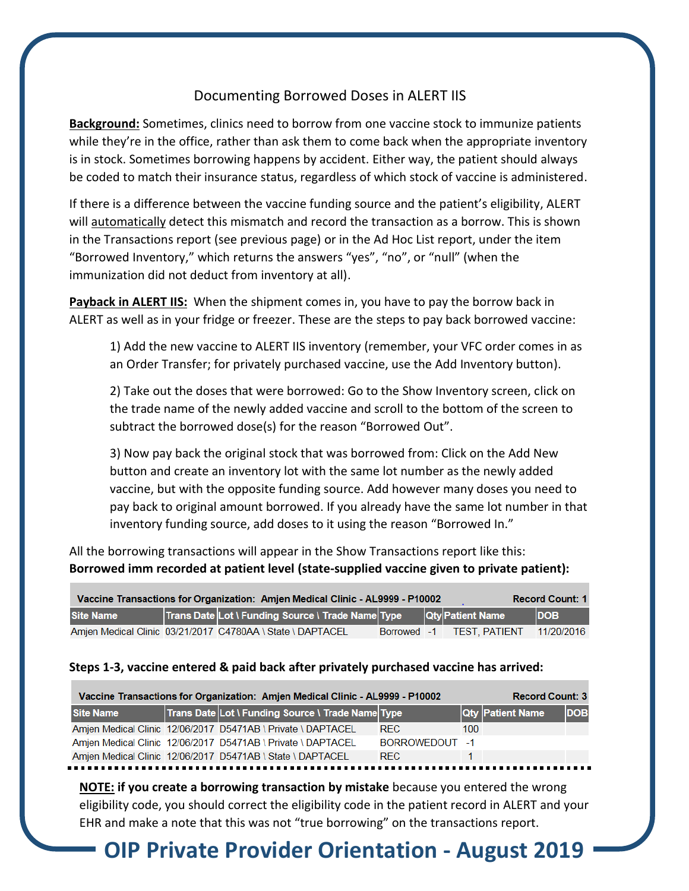# Documenting Borrowed Doses in ALERT IIS

**Background:** Sometimes, clinics need to borrow from one vaccine stock to immunize patients while they're in the office, rather than ask them to come back when the appropriate inventory is in stock. Sometimes borrowing happens by accident. Either way, the patient should always be coded to match their insurance status, regardless of which stock of vaccine is administered.

If there is a difference between the vaccine funding source and the patient's eligibility, ALERT will automatically detect this mismatch and record the transaction as a borrow. This is shown in the Transactions report (see previous page) or in the Ad Hoc List report, under the item "Borrowed Inventory," which returns the answers "yes", "no", or "null" (when the immunization did not deduct from inventory at all).

**Payback in ALERT IIS:** When the shipment comes in, you have to pay the borrow back in ALERT as well as in your fridge or freezer. These are the steps to pay back borrowed vaccine:

1) Add the new vaccine to ALERT IIS inventory (remember, your VFC order comes in as an Order Transfer; for privately purchased vaccine, use the Add Inventory button).

2) Take out the doses that were borrowed: Go to the Show Inventory screen, click on the trade name of the newly added vaccine and scroll to the bottom of the screen to subtract the borrowed dose(s) for the reason "Borrowed Out".

3) Now pay back the original stock that was borrowed from: Click on the Add New button and create an inventory lot with the same lot number as the newly added vaccine, but with the opposite funding source. Add however many doses you need to pay back to original amount borrowed. If you already have the same lot number in that inventory funding source, add doses to it using the reason "Borrowed In."

All the borrowing transactions will appear in the Show Transactions report like this:
**Borrowed imm recorded at patient level (state-supplied vaccine given to private patient):**

Vaccine Transactions for Organization: Amjen Medical Clinic - AL9999 - P10002 — Record Count: 1

| Site Name | Trans Date | Lot \ Funding Source \ Trade Name | Type | Qty | Patient Name | DOB |
|---|---|---|---|---|---|---|
| Amjen Medical Clinic | 03/21/2017 | C4780AA \ State \ DAPTACEL | Borrowed | -1 | TEST, PATIENT | 11/20/2016 |

**Steps 1-3, vaccine entered & paid back after privately purchased vaccine has arrived:**

Vaccine Transactions for Organization: Amjen Medical Clinic - AL9999 - P10002 — Record Count: 3

| Site Name | Trans Date | Lot \ Funding Source \ Trade Name | Type | Qty | Patient Name | DOB |
|---|---|---|---|---|---|---|
| Amjen Medical Clinic | 12/06/2017 | D5471AB \ Private \ DAPTACEL | REC | 100 | | |
| Amjen Medical Clinic | 12/06/2017 | D5471AB \ Private \ DAPTACEL | BORROWEDOUT | -1 | | |
| Amjen Medical Clinic | 12/06/2017 | D5471AB \ State \ DAPTACEL | REC | 1 | | |

**NOTE: if you create a borrowing transaction by mistake** because you entered the wrong eligibility code, you should correct the eligibility code in the patient record in ALERT and your EHR and make a note that this was not "true borrowing" on the transactions report.